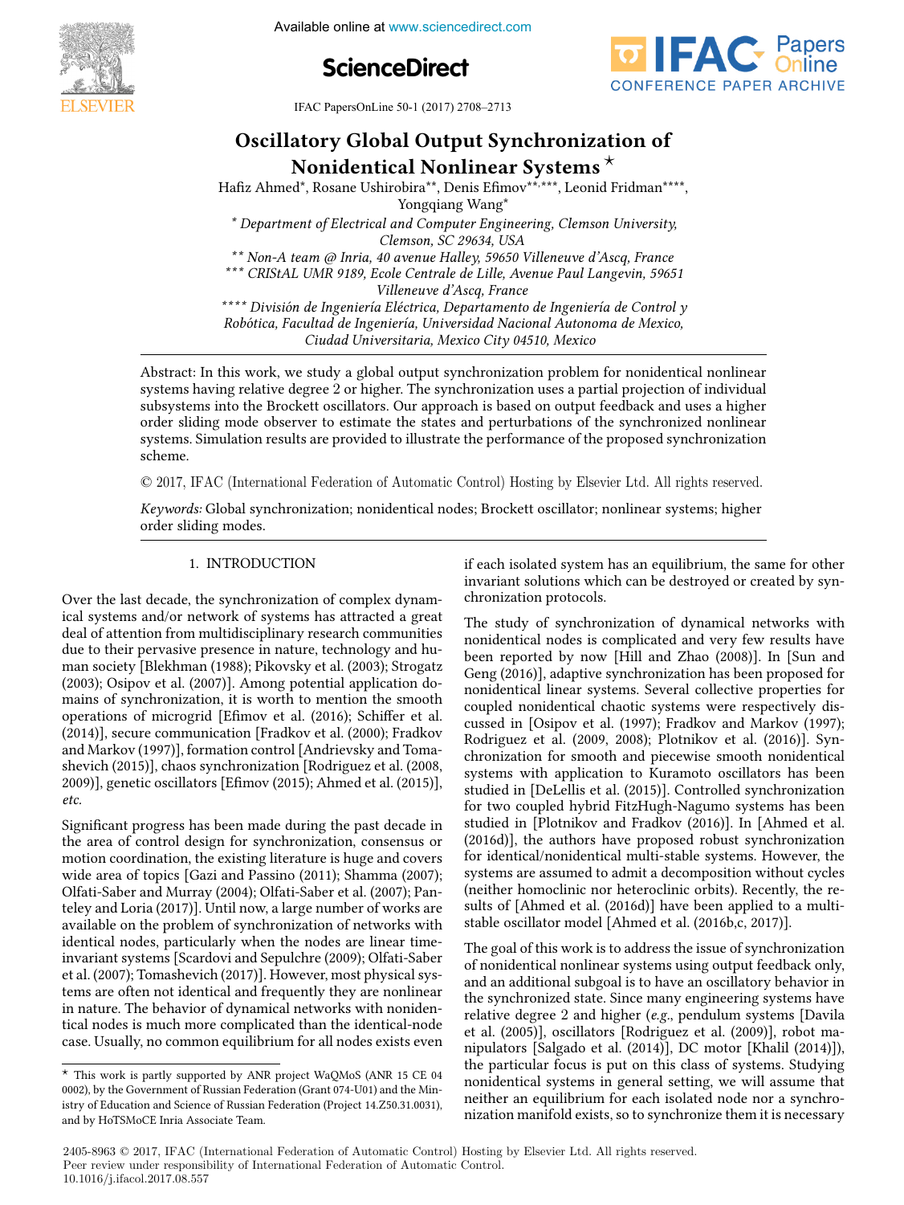# Oscillatory Global Output Synchronization of Nonidentical Nonlinear Systems ⋆

Hafiz Ahmed*, Rosane Ushirobira**, Denis Efimov**,***, Leonid Fridman****, Yongqiang Wang*

\* Department of Electrical and Computer Engineering, Clemson University, Clemson, SC 29634, USA

\*\* Non-A team @ Inria, 40 avenue Halley, 59650 Villeneuve d'Ascq, France

\*\*\* CRIStAL UMR 9189, Ecole Centrale de Lille, Avenue Paul Langevin, 59651 Villeneuve d'Ascq, France

\*\*\*\* División de Ingeniería Eléctrica, Departamento de Ingeniería de Control y Robótica, Facultad de Ingeniería, Universidad Nacional Autonoma de Mexico, Ciudad Universitaria, Mexico City 04510, Mexico

**Abstract:** In this work, we study a global output synchronization problem for nonidentical nonlinear systems having relative degree 2 or higher. The synchronization uses a partial projection of individual subsystems into the Brockett oscillators. Our approach is based on output feedback and uses a higher order sliding mode observer to estimate the states and perturbations of the synchronized nonlinear systems. Simulation results are provided to illustrate the performance of the proposed synchronization scheme.

© 2017, IFAC (International Federation of Automatic Control) Hosting by Elsevier Ltd. All rights reserved.

*Keywords:* Global synchronization; nonidentical nodes; Brockett oscillator; nonlinear systems; higher order sliding modes.

## 1. INTRODUCTION

Over the last decade, the synchronization of complex dynamical systems and/or network of systems has attracted a great deal of attention from multidisciplinary research communities due to their pervasive presence in nature, technology and human society [Blekhman (1988); Pikovsky et al. (2003); Strogatz (2003); Osipov et al. (2007)]. Among potential application domains of synchronization, it is worth to mention the smooth operations of microgrid [Efimov et al. (2016); Schiffer et al. (2014)], secure communication [Fradkov et al. (2000); Fradkov and Markov (1997)], formation control [Andrievsky and Tomashevich (2015)], chaos synchronization [Rodriguez et al. (2008, 2009)], genetic oscillators [Efimov (2015); Ahmed et al. (2015)], *etc.*

Significant progress has been made during the past decade in the area of control design for synchronization, consensus or motion coordination, the existing literature is huge and covers wide area of topics [Gazi and Passino (2011); Shamma (2007); Olfati-Saber and Murray (2004); Olfati-Saber et al. (2007); Panteley and Loria (2017)]. Until now, a large number of works are available on the problem of synchronization of networks with identical nodes, particularly when the nodes are linear time-invariant systems [Scardovi and Sepulchre (2009); Olfati-Saber et al. (2007); Tomashevich (2017)]. However, most physical systems are often not identical and frequently they are nonlinear in nature. The behavior of dynamical networks with nonidentical nodes is much more complicated than the identical-node case. Usually, no common equilibrium for all nodes exists even if each isolated system has an equilibrium, the same for other invariant solutions which can be destroyed or created by synchronization protocols.

The study of synchronization of dynamical networks with nonidentical nodes is complicated and very few results have been reported by now [Hill and Zhao (2008)]. In [Sun and Geng (2016)], adaptive synchronization has been proposed for nonidentical linear systems. Several collective properties for coupled nonidentical chaotic systems were respectively discussed in [Osipov et al. (1997); Fradkov and Markov (1997); Rodriguez et al. (2009, 2008); Plotnikov et al. (2016)]. Synchronization for smooth and piecewise smooth nonidentical systems with application to Kuramoto oscillators has been studied in [DeLellis et al. (2015)]. Controlled synchronization for two coupled hybrid FitzHugh-Nagumo systems has been studied in [Plotnikov and Fradkov (2016)]. In [Ahmed et al. (2016d)], the authors have proposed robust synchronization for identical/nonidentical multi-stable systems. However, the systems are assumed to admit a decomposition without cycles (neither homoclinic nor heteroclinic orbits). Recently, the results of [Ahmed et al. (2016d)] have been applied to a multistable oscillator model [Ahmed et al. (2016b,c, 2017)].

The goal of this work is to address the issue of synchronization of nonidentical nonlinear systems using output feedback only, and an additional subgoal is to have an oscillatory behavior in the synchronized state. Since many engineering systems have relative degree 2 and higher (*e.g.*, pendulum systems [Davila et al. (2005)], oscillators [Rodriguez et al. (2009)], robot manipulators [Salgado et al. (2014)], DC motor [Khalil (2014)]), the particular focus is put on this class of systems. Studying nonidentical systems in general setting, we will assume that neither an equilibrium for each isolated node nor a synchronization manifold exists, so to synchronize them it is necessary

⋆ This work is partly supported by ANR project WaQMoS (ANR 15 CE 04 0002), by the Government of Russian Federation (Grant 074-U01) and the Ministry of Education and Science of Russian Federation (Project 14.Z50.31.0031), and by HoTSMoCE Inria Associate Team.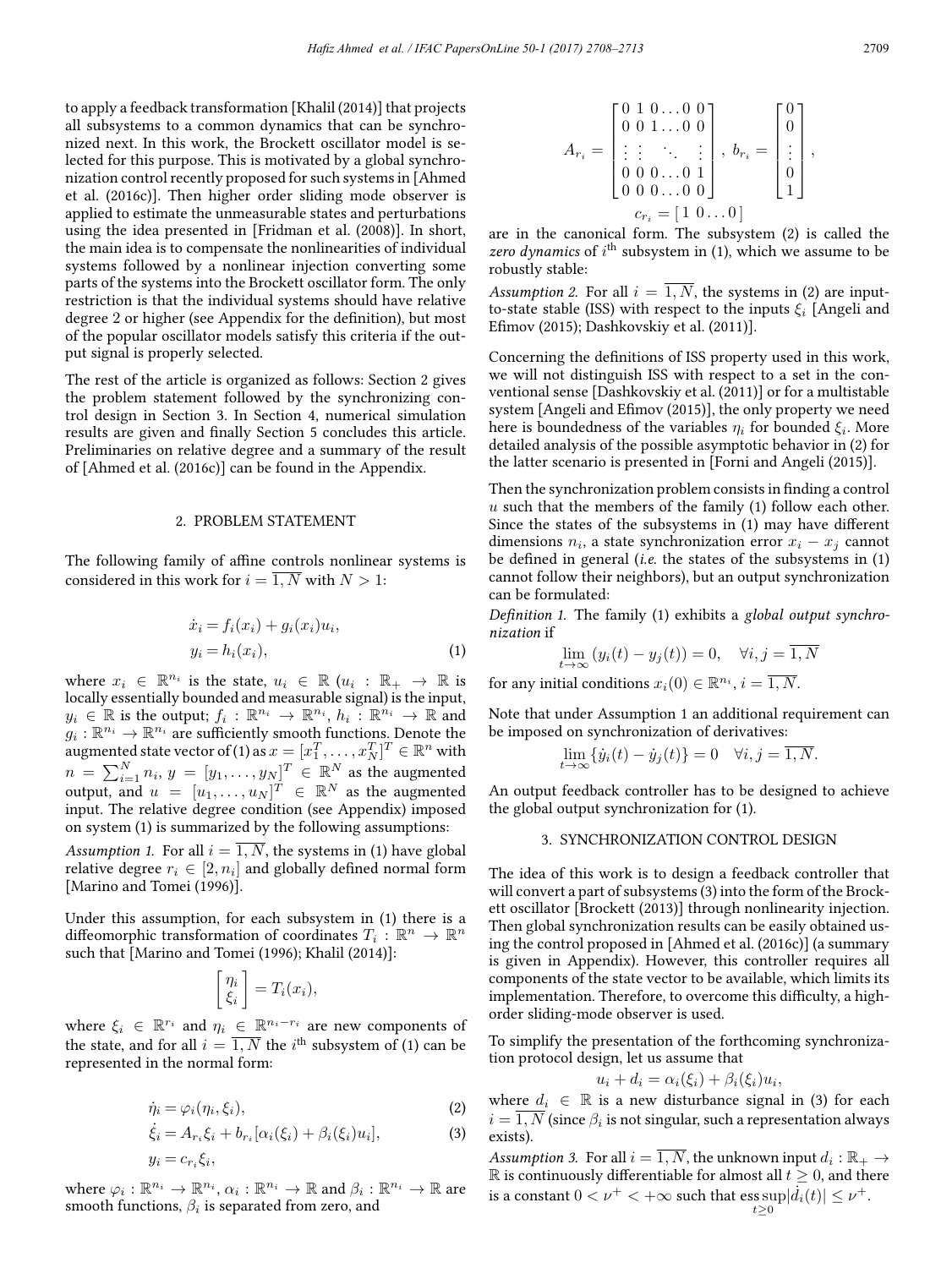to apply a feedback transformation [Khalil (2014)] that projects all subsystems to a common dynamics that can be synchronized next. In this work, the Brockett oscillator model is selected for this purpose. This is motivated by a global synchronization control recently proposed for such systems in [Ahmed et al. (2016c)]. Then higher order sliding mode observer is applied to estimate the unmeasurable states and perturbations using the idea presented in [Fridman et al. (2008)]. In short, the main idea is to compensate the nonlinearities of individual systems followed by a nonlinear injection converting some parts of the systems into the Brockett oscillator form. The only restriction is that the individual systems should have relative degree 2 or higher (see Appendix for the definition), but most of the popular oscillator models satisfy this criteria if the output signal is properly selected.

The rest of the article is organized as follows: Section 2 gives the problem statement followed by the synchronizing control design in Section 3. In Section 4, numerical simulation results are given and finally Section 5 concludes this article. Preliminaries on relative degree and a summary of the result of [Ahmed et al. (2016c)] can be found in the Appendix.

## 2. PROBLEM STATEMENT

The following family of affine controls nonlinear systems is considered in this work for $i = \overline{1, N}$ with $N > 1$:

$$\dot{x}_i = f_i(x_i) + g_i(x_i)u_i,$$
$$y_i = h_i(x_i), \tag{1}$$

where $x_i \in \mathbb{R}^{n_i}$ is the state, $u_i \in \mathbb{R}$ ($u_i : \mathbb{R}_+ \to \mathbb{R}$ is locally essentially bounded and measurable signal) is the input, $y_i \in \mathbb{R}$ is the output; $f_i : \mathbb{R}^{n_i} \to \mathbb{R}^{n_i}$, $h_i : \mathbb{R}^{n_i} \to \mathbb{R}$ and $g_i : \mathbb{R}^{n_i} \to \mathbb{R}^{n_i}$ are sufficiently smooth functions. Denote the augmented state vector of (1) as $x = [x_1^T, \ldots, x_N^T]^T \in \mathbb{R}^n$ with $n = \sum_{i=1}^{N} n_i$, $y = [y_1, \ldots, y_N]^T \in \mathbb{R}^N$ as the augmented output, and $u = [u_1, \ldots, u_N]^T \in \mathbb{R}^N$ as the augmented input. The relative degree condition (see Appendix) imposed on system (1) is summarized by the following assumptions:

*Assumption 1.* For all $i = \overline{1, N}$, the systems in (1) have global relative degree $r_i \in [2, n_i]$ and globally defined normal form [Marino and Tomei (1996)].

Under this assumption, for each subsystem in (1) there is a diffeomorphic transformation of coordinates $T_i : \mathbb{R}^n \to \mathbb{R}^n$ such that [Marino and Tomei (1996); Khalil (2014)]:

$$\begin{bmatrix} \eta_i \\ \xi_i \end{bmatrix} = T_i(x_i),$$

where $\xi_i \in \mathbb{R}^{r_i}$ and $\eta_i \in \mathbb{R}^{n_i - r_i}$ are new components of the state, and for all $i = \overline{1, N}$ the $i^{\text{th}}$ subsystem of (1) can be represented in the normal form:

$$\dot{\eta}_i = \varphi_i(\eta_i, \xi_i), \tag{2}$$
$$\dot{\xi}_i = A_{r_i}\xi_i + b_{r_i}[\alpha_i(\xi_i) + \beta_i(\xi_i)u_i], \tag{3}$$
$$y_i = c_{r_i}\xi_i,$$

where $\varphi_i : \mathbb{R}^{n_i} \to \mathbb{R}^{n_i}$, $\alpha_i : \mathbb{R}^{n_i} \to \mathbb{R}$ and $\beta_i : \mathbb{R}^{n_i} \to \mathbb{R}$ are smooth functions, $\beta_i$ is separated from zero, and

$$A_{r_i} = \begin{bmatrix} 0 & 1 & 0 & \ldots & 0 & 0 \\ 0 & 0 & 1 & \ldots & 0 & 0 \\ \vdots & \vdots & & \ddots & & \vdots \\ 0 & 0 & 0 & \ldots & 0 & 1 \\ 0 & 0 & 0 & \ldots & 0 & 0 \end{bmatrix}, \; b_{r_i} = \begin{bmatrix} 0 \\ 0 \\ \vdots \\ 0 \\ 1 \end{bmatrix},$$
$$c_{r_i} = [\,1 \;\; 0 \ldots 0\,]$$

are in the canonical form. The subsystem (2) is called the *zero dynamics* of $i^{\text{th}}$ subsystem in (1), which we assume to be robustly stable:

*Assumption 2.* For all $i = \overline{1, N}$, the systems in (2) are input-to-state stable (ISS) with respect to the inputs $\xi_i$ [Angeli and Efimov (2015); Dashkovskiy et al. (2011)].

Concerning the definitions of ISS property used in this work, we will not distinguish ISS with respect to a set in the conventional sense [Dashkovskiy et al. (2011)] or for a multistable system [Angeli and Efimov (2015)], the only property we need here is boundedness of the variables $\eta_i$ for bounded $\xi_i$. More detailed analysis of the possible asymptotic behavior in (2) for the latter scenario is presented in [Forni and Angeli (2015)].

Then the synchronization problem consists in finding a control $u$ such that the members of the family (1) follow each other. Since the states of the subsystems in (1) may have different dimensions $n_i$, a state synchronization error $x_i - x_j$ cannot be defined in general (*i.e.* the states of the subsystems in (1) cannot follow their neighbors), but an output synchronization can be formulated:

*Definition 1.* The family (1) exhibits a *global output synchronization* if

$$\lim_{t\to\infty} (y_i(t) - y_j(t)) = 0, \quad \forall i, j = \overline{1, N}$$

for any initial conditions $x_i(0) \in \mathbb{R}^{n_i}$, $i = \overline{1, N}$.

Note that under Assumption 1 an additional requirement can be imposed on synchronization of derivatives:

$$\lim_{t\to\infty} \{\dot{y}_i(t) - \dot{y}_j(t)\} = 0 \quad \forall i, j = \overline{1, N}.$$

An output feedback controller has to be designed to achieve the global output synchronization for (1).

## 3. SYNCHRONIZATION CONTROL DESIGN

The idea of this work is to design a feedback controller that will convert a part of subsystems (3) into the form of the Brockett oscillator [Brockett (2013)] through nonlinearity injection. Then global synchronization results can be easily obtained using the control proposed in [Ahmed et al. (2016c)] (a summary is given in Appendix). However, this controller requires all components of the state vector to be available, which limits its implementation. Therefore, to overcome this difficulty, a high-order sliding-mode observer is used.

To simplify the presentation of the forthcoming synchronization protocol design, let us assume that

$$u_i + d_i = \alpha_i(\xi_i) + \beta_i(\xi_i)u_i,$$

where $d_i \in \mathbb{R}$ is a new disturbance signal in (3) for each $i = \overline{1, N}$ (since $\beta_i$ is not singular, such a representation always exists).

*Assumption 3.* For all $i = \overline{1, N}$, the unknown input $d_i : \mathbb{R}_+ \to \mathbb{R}$ is continuously differentiable for almost all $t \geq 0$, and there is a constant $0 < \nu^+ < +\infty$ such that $\operatorname{ess\,sup}_{t\geq 0} |\dot{d}_i(t)| \leq \nu^+$.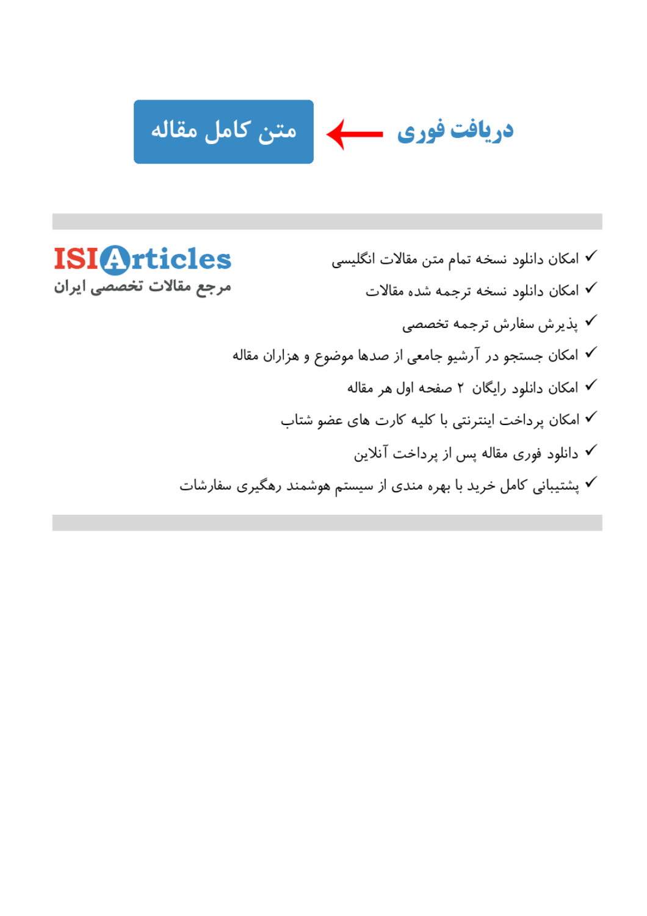دریافت فوری ← **متن کامل مقاله**

**ISIArticles**
مرجع مقالات تخصصی ایران

- ✓ امکان دانلود نسخه تمام متن مقالات انگلیسی
- ✓ امکان دانلود نسخه ترجمه شده مقالات
- ✓ پذیرش سفارش ترجمه تخصصی
- ✓ امکان جستجو در آرشیو جامعی از صدها موضوع و هزاران مقاله
- ✓ امکان دانلود رایگان ۲ صفحه اول هر مقاله
- ✓ امکان پرداخت اینترنتی با کلیه کارت های عضو شتاب
- ✓ دانلود فوری مقاله پس از پرداخت آنلاین
- ✓ پشتیبانی کامل خرید با بهره مندی از سیستم هوشمند رهگیری سفارشات